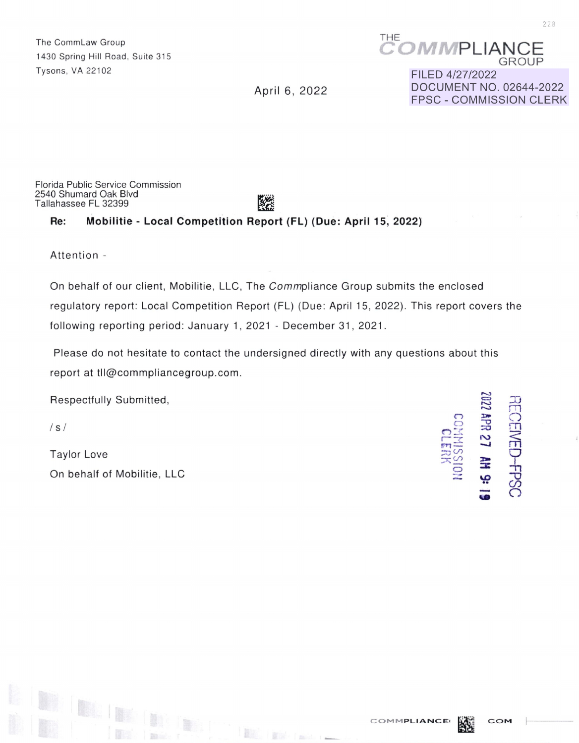The CommLaw Group
1430 Spring Hill Road, Suite 315
Tysons, VA 22102

THE COMMPLIANCE GROUP

FILED 4/27/2022
DOCUMENT NO. 02644-2022
FPSC - COMMISSION CLERK

April 6, 2022

Florida Public Service Commission
2540 Shumard Oak Blvd
Tallahassee FL 32399

**Re: Mobilitie - Local Competition Report (FL) (Due: April 15, 2022)**

Attention -

On behalf of our client, Mobilitie, LLC, The *Comm*pliance Group submits the enclosed regulatory report: Local Competition Report (FL) (Due: April 15, 2022). This report covers the following reporting period: January 1, 2021 - December 31, 2021.

Please do not hesitate to contact the undersigned directly with any questions about this report at tll@commpliancegroup.com.

Respectfully Submitted,

/ s /

Taylor Love
On behalf of Mobilitie, LLC

RECEIVED-FPSC
2022 APR 27 AM 9: 19
COMMISSION CLERK

COMMPLIANCE COM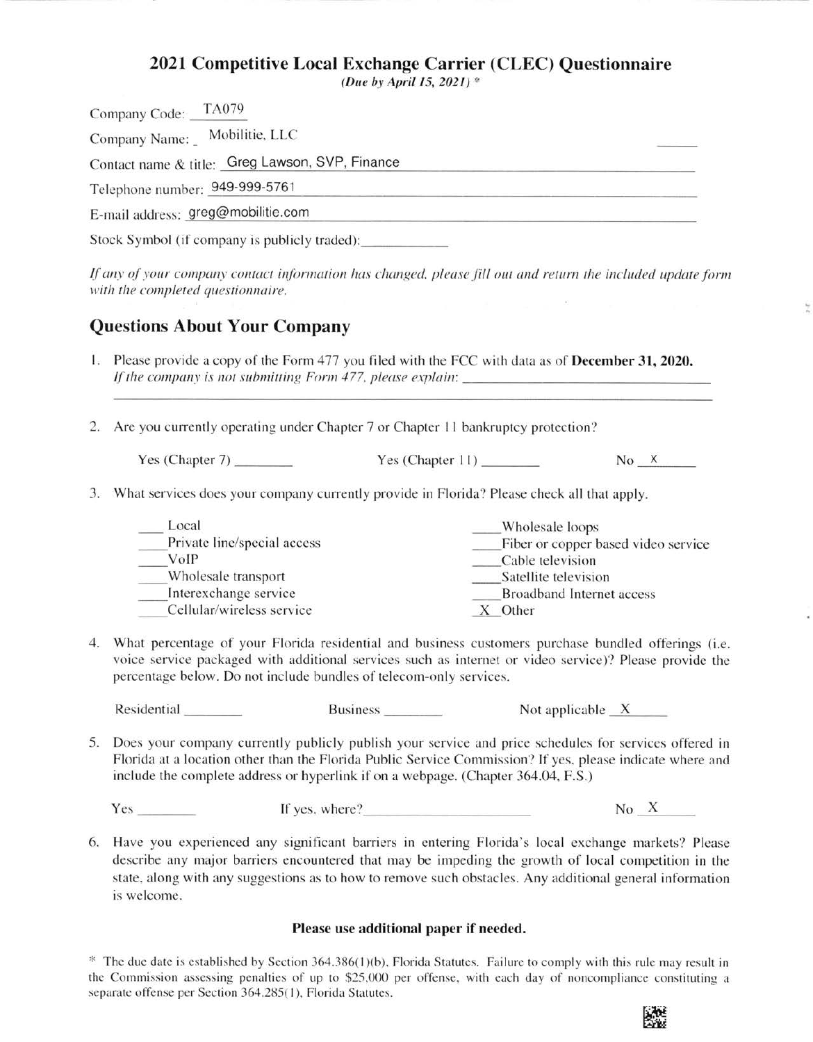# 2021 Competitive Local Exchange Carrier (CLEC) Questionnaire

*(Due by April 15, 2021)* *

Company Code: TA079

Company Name: Mobilitie, LLC

Contact name & title: Greg Lawson, SVP, Finance

Telephone number: 949-999-5761

E-mail address: greg@mobilitie.com

Stock Symbol (if company is publicly traded): ____________

*If any of your company contact information has changed, please fill out and return the included update form with the completed questionnaire.*

## Questions About Your Company

1. Please provide a copy of the Form 477 you filed with the FCC with data as of **December 31, 2020.** *If the company is not submitting Form 477, please explain:* ____________

2. Are you currently operating under Chapter 7 or Chapter 11 bankruptcy protection?

   Yes (Chapter 7) ________ Yes (Chapter 11) ________ No X

3. What services does your company currently provide in Florida? Please check all that apply.

   - ___ Local
   - ___ Private line/special access
   - ___ VoIP
   - ___ Wholesale transport
   - ___ Interexchange service
   - ___ Cellular/wireless service
   - ___ Wholesale loops
   - ___ Fiber or copper based video service
   - ___ Cable television
   - ___ Satellite television
   - ___ Broadband Internet access
   - X Other

4. What percentage of your Florida residential and business customers purchase bundled offerings (i.e. voice service packaged with additional services such as internet or video service)? Please provide the percentage below. Do not include bundles of telecom-only services.

   Residential ________ Business ________ Not applicable X

5. Does your company currently publicly publish your service and price schedules for services offered in Florida at a location other than the Florida Public Service Commission? If yes, please indicate where and include the complete address or hyperlink if on a webpage. (Chapter 364.04, F.S.)

   Yes ________ If yes, where? ________ No X

6. Have you experienced any significant barriers in entering Florida's local exchange markets? Please describe any major barriers encountered that may be impeding the growth of local competition in the state, along with any suggestions as to how to remove such obstacles. Any additional general information is welcome.

**Please use additional paper if needed.**

* The due date is established by Section 364.386(1)(b), Florida Statutes. Failure to comply with this rule may result in the Commission assessing penalties of up to $25,000 per offense, with each day of noncompliance constituting a separate offense per Section 364.285(1), Florida Statutes.